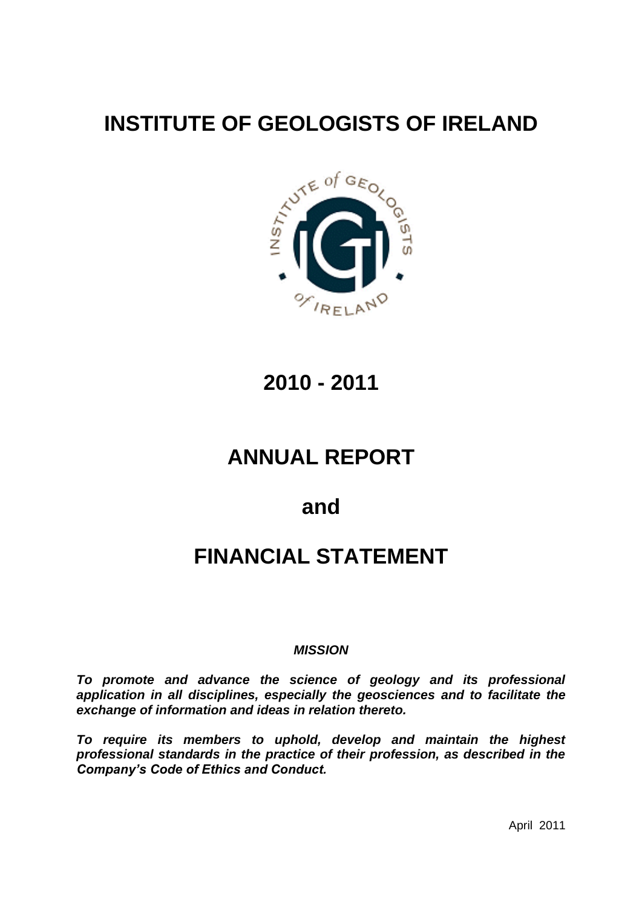# INSTITUTE OF GEOLOGISTS OF IRELAND

# 2010 - 2011

# ANNUAL REPORT

# and

# FINANCIAL STATEMENT

***MISSION***

***To promote and advance the science of geology and its professional application in all disciplines, especially the geosciences and to facilitate the exchange of information and ideas in relation thereto.***

***To require its members to uphold, develop and maintain the highest professional standards in the practice of their profession, as described in the Company's Code of Ethics and Conduct.***

April 2011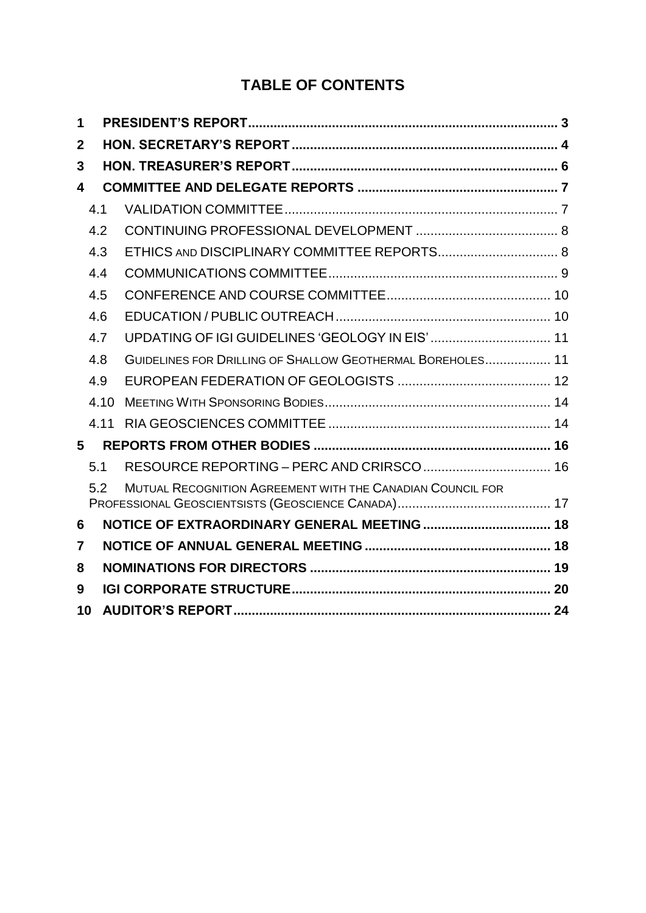# TABLE OF CONTENTS

| | | |
|---|---|---|
| **1** | **PRESIDENT'S REPORT** | **3** |
| **2** | **HON. SECRETARY'S REPORT** | **4** |
| **3** | **HON. TREASURER'S REPORT** | **6** |
| **4** | **COMMITTEE AND DELEGATE REPORTS** | **7** |
| 4.1 | VALIDATION COMMITTEE | 7 |
| 4.2 | CONTINUING PROFESSIONAL DEVELOPMENT | 8 |
| 4.3 | ETHICS AND DISCIPLINARY COMMITTEE REPORTS | 8 |
| 4.4 | COMMUNICATIONS COMMITTEE | 9 |
| 4.5 | CONFERENCE AND COURSE COMMITTEE | 10 |
| 4.6 | EDUCATION / PUBLIC OUTREACH | 10 |
| 4.7 | UPDATING OF IGI GUIDELINES 'GEOLOGY IN EIS' | 11 |
| 4.8 | GUIDELINES FOR DRILLING OF SHALLOW GEOTHERMAL BOREHOLES | 11 |
| 4.9 | EUROPEAN FEDERATION OF GEOLOGISTS | 12 |
| 4.10 | MEETING WITH SPONSORING BODIES | 14 |
| 4.11 | RIA GEOSCIENCES COMMITTEE | 14 |
| **5** | **REPORTS FROM OTHER BODIES** | **16** |
| 5.1 | RESOURCE REPORTING – PERC AND CRIRSCO | 16 |
| 5.2 | MUTUAL RECOGNITION AGREEMENT WITH THE CANADIAN COUNCIL FOR PROFESSIONAL GEOSCIENTSISTS (GEOSCIENCE CANADA) | 17 |
| **6** | **NOTICE OF EXTRAORDINARY GENERAL MEETING** | **18** |
| **7** | **NOTICE OF ANNUAL GENERAL MEETING** | **18** |
| **8** | **NOMINATIONS FOR DIRECTORS** | **19** |
| **9** | **IGI CORPORATE STRUCTURE** | **20** |
| **10** | **AUDITOR'S REPORT** | **24** |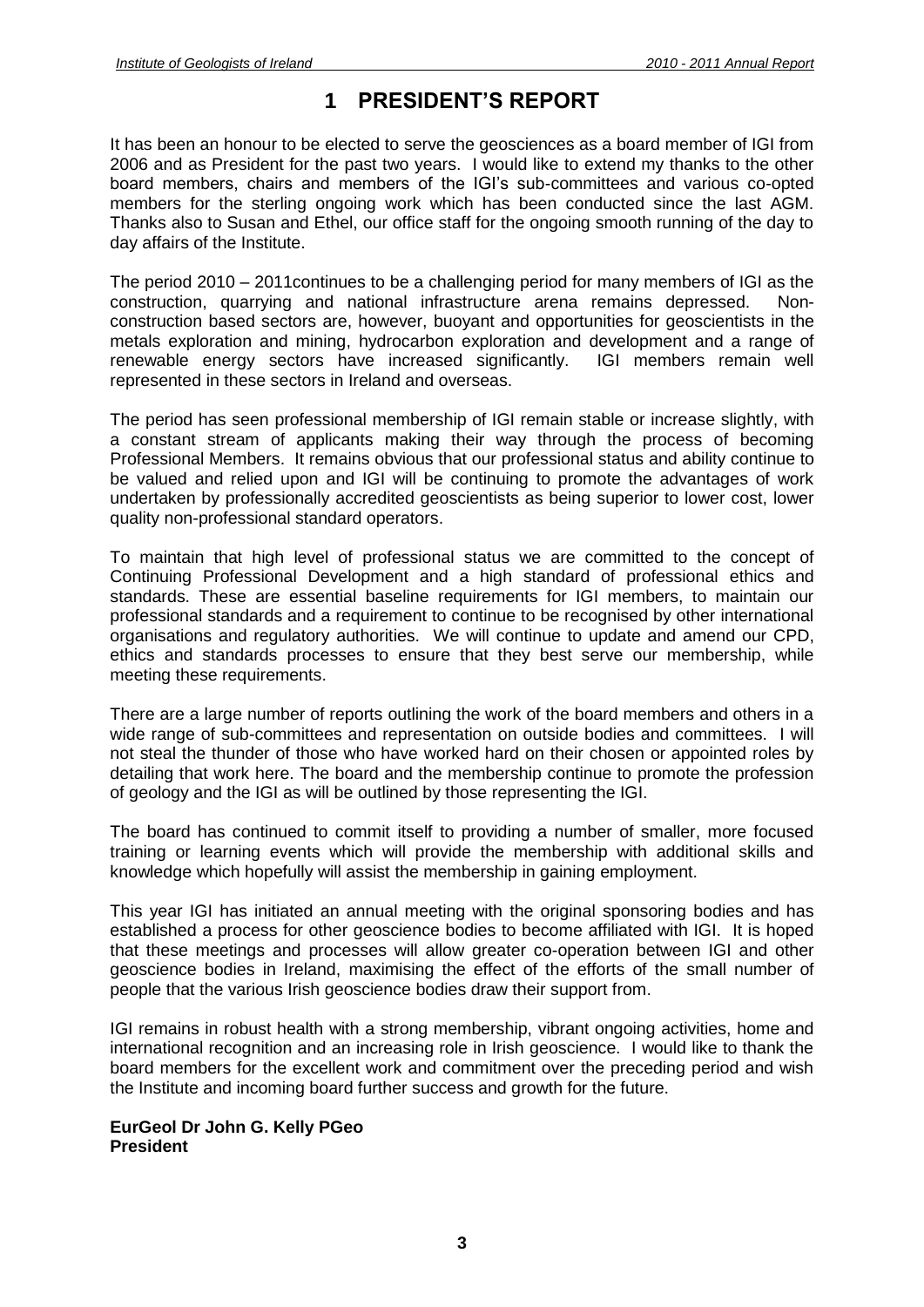# 1 PRESIDENT'S REPORT

It has been an honour to be elected to serve the geosciences as a board member of IGI from 2006 and as President for the past two years. I would like to extend my thanks to the other board members, chairs and members of the IGI's sub-committees and various co-opted members for the sterling ongoing work which has been conducted since the last AGM. Thanks also to Susan and Ethel, our office staff for the ongoing smooth running of the day to day affairs of the Institute.

The period 2010 – 2011continues to be a challenging period for many members of IGI as the construction, quarrying and national infrastructure arena remains depressed. Non-construction based sectors are, however, buoyant and opportunities for geoscientists in the metals exploration and mining, hydrocarbon exploration and development and a range of renewable energy sectors have increased significantly. IGI members remain well represented in these sectors in Ireland and overseas.

The period has seen professional membership of IGI remain stable or increase slightly, with a constant stream of applicants making their way through the process of becoming Professional Members. It remains obvious that our professional status and ability continue to be valued and relied upon and IGI will be continuing to promote the advantages of work undertaken by professionally accredited geoscientists as being superior to lower cost, lower quality non-professional standard operators.

To maintain that high level of professional status we are committed to the concept of Continuing Professional Development and a high standard of professional ethics and standards. These are essential baseline requirements for IGI members, to maintain our professional standards and a requirement to continue to be recognised by other international organisations and regulatory authorities. We will continue to update and amend our CPD, ethics and standards processes to ensure that they best serve our membership, while meeting these requirements.

There are a large number of reports outlining the work of the board members and others in a wide range of sub-committees and representation on outside bodies and committees. I will not steal the thunder of those who have worked hard on their chosen or appointed roles by detailing that work here. The board and the membership continue to promote the profession of geology and the IGI as will be outlined by those representing the IGI.

The board has continued to commit itself to providing a number of smaller, more focused training or learning events which will provide the membership with additional skills and knowledge which hopefully will assist the membership in gaining employment.

This year IGI has initiated an annual meeting with the original sponsoring bodies and has established a process for other geoscience bodies to become affiliated with IGI. It is hoped that these meetings and processes will allow greater co-operation between IGI and other geoscience bodies in Ireland, maximising the effect of the efforts of the small number of people that the various Irish geoscience bodies draw their support from.

IGI remains in robust health with a strong membership, vibrant ongoing activities, home and international recognition and an increasing role in Irish geoscience. I would like to thank the board members for the excellent work and commitment over the preceding period and wish the Institute and incoming board further success and growth for the future.

**EurGeol Dr John G. Kelly PGeo**
**President**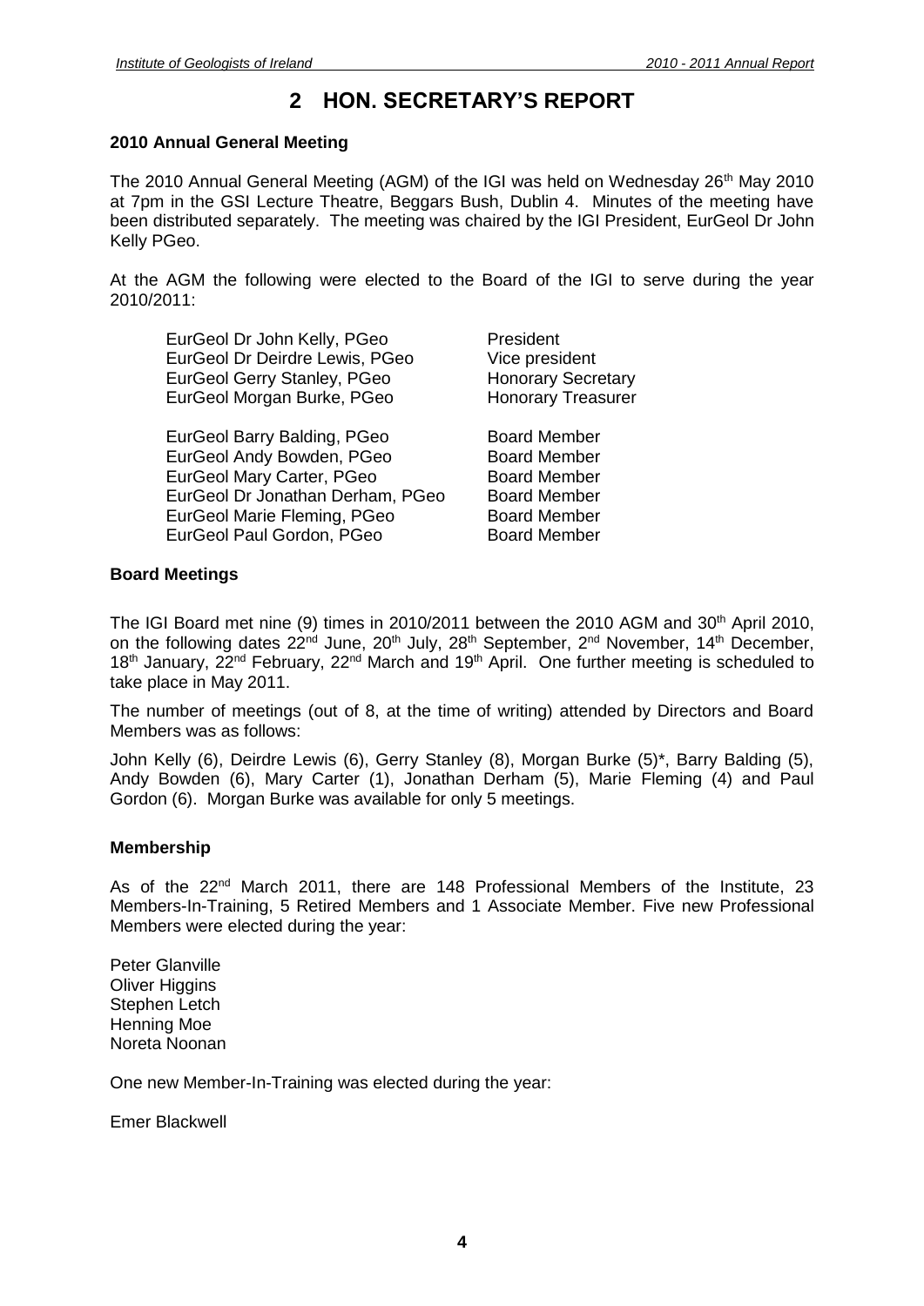# 2 HON. SECRETARY'S REPORT

**2010 Annual General Meeting**

The 2010 Annual General Meeting (AGM) of the IGI was held on Wednesday 26th May 2010 at 7pm in the GSI Lecture Theatre, Beggars Bush, Dublin 4. Minutes of the meeting have been distributed separately. The meeting was chaired by the IGI President, EurGeol Dr John Kelly PGeo.

At the AGM the following were elected to the Board of the IGI to serve during the year 2010/2011:

| | |
|---|---|
| EurGeol Dr John Kelly, PGeo | President |
| EurGeol Dr Deirdre Lewis, PGeo | Vice president |
| EurGeol Gerry Stanley, PGeo | Honorary Secretary |
| EurGeol Morgan Burke, PGeo | Honorary Treasurer |
| | |
| EurGeol Barry Balding, PGeo | Board Member |
| EurGeol Andy Bowden, PGeo | Board Member |
| EurGeol Mary Carter, PGeo | Board Member |
| EurGeol Dr Jonathan Derham, PGeo | Board Member |
| EurGeol Marie Fleming, PGeo | Board Member |
| EurGeol Paul Gordon, PGeo | Board Member |

**Board Meetings**

The IGI Board met nine (9) times in 2010/2011 between the 2010 AGM and 30th April 2010, on the following dates 22nd June, 20th July, 28th September, 2nd November, 14th December, 18th January, 22nd February, 22nd March and 19th April. One further meeting is scheduled to take place in May 2011.

The number of meetings (out of 8, at the time of writing) attended by Directors and Board Members was as follows:

John Kelly (6), Deirdre Lewis (6), Gerry Stanley (8), Morgan Burke (5)*, Barry Balding (5), Andy Bowden (6), Mary Carter (1), Jonathan Derham (5), Marie Fleming (4) and Paul Gordon (6). Morgan Burke was available for only 5 meetings.

**Membership**

As of the 22nd March 2011, there are 148 Professional Members of the Institute, 23 Members-In-Training, 5 Retired Members and 1 Associate Member. Five new Professional Members were elected during the year:

Peter Glanville
Oliver Higgins
Stephen Letch
Henning Moe
Noreta Noonan

One new Member-In-Training was elected during the year:

Emer Blackwell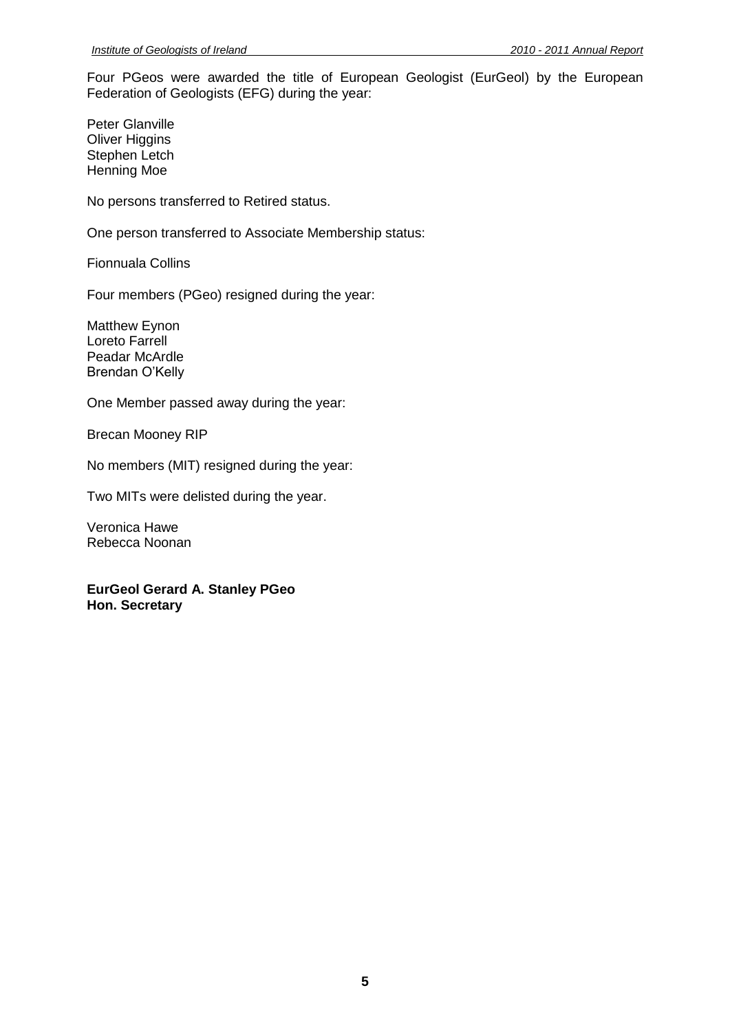Four PGeos were awarded the title of European Geologist (EurGeol) by the European Federation of Geologists (EFG) during the year:

Peter Glanville
Oliver Higgins
Stephen Letch
Henning Moe

No persons transferred to Retired status.

One person transferred to Associate Membership status:

Fionnuala Collins

Four members (PGeo) resigned during the year:

Matthew Eynon
Loreto Farrell
Peadar McArdle
Brendan O'Kelly

One Member passed away during the year:

Brecan Mooney RIP

No members (MIT) resigned during the year:

Two MITs were delisted during the year.

Veronica Hawe
Rebecca Noonan

**EurGeol Gerard A. Stanley PGeo**
**Hon. Secretary**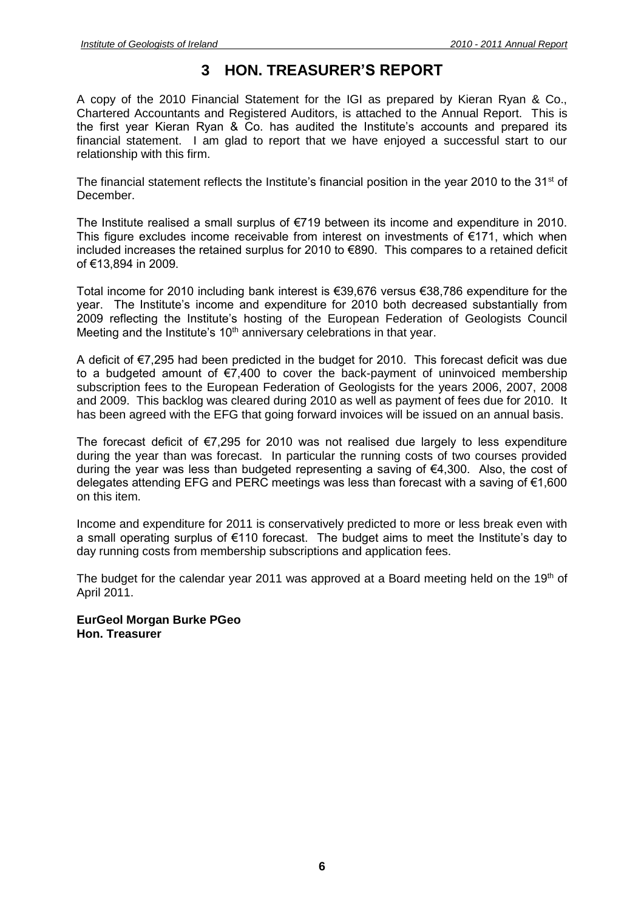# 3 HON. TREASURER'S REPORT

A copy of the 2010 Financial Statement for the IGI as prepared by Kieran Ryan & Co., Chartered Accountants and Registered Auditors, is attached to the Annual Report. This is the first year Kieran Ryan & Co. has audited the Institute's accounts and prepared its financial statement. I am glad to report that we have enjoyed a successful start to our relationship with this firm.

The financial statement reflects the Institute's financial position in the year 2010 to the 31st of December.

The Institute realised a small surplus of €719 between its income and expenditure in 2010. This figure excludes income receivable from interest on investments of €171, which when included increases the retained surplus for 2010 to €890. This compares to a retained deficit of €13,894 in 2009.

Total income for 2010 including bank interest is €39,676 versus €38,786 expenditure for the year. The Institute's income and expenditure for 2010 both decreased substantially from 2009 reflecting the Institute's hosting of the European Federation of Geologists Council Meeting and the Institute's 10th anniversary celebrations in that year.

A deficit of €7,295 had been predicted in the budget for 2010. This forecast deficit was due to a budgeted amount of €7,400 to cover the back-payment of uninvoiced membership subscription fees to the European Federation of Geologists for the years 2006, 2007, 2008 and 2009. This backlog was cleared during 2010 as well as payment of fees due for 2010. It has been agreed with the EFG that going forward invoices will be issued on an annual basis.

The forecast deficit of €7,295 for 2010 was not realised due largely to less expenditure during the year than was forecast. In particular the running costs of two courses provided during the year was less than budgeted representing a saving of €4,300. Also, the cost of delegates attending EFG and PERC meetings was less than forecast with a saving of €1,600 on this item.

Income and expenditure for 2011 is conservatively predicted to more or less break even with a small operating surplus of €110 forecast. The budget aims to meet the Institute's day to day running costs from membership subscriptions and application fees.

The budget for the calendar year 2011 was approved at a Board meeting held on the 19th of April 2011.

**EurGeol Morgan Burke PGeo**
**Hon. Treasurer**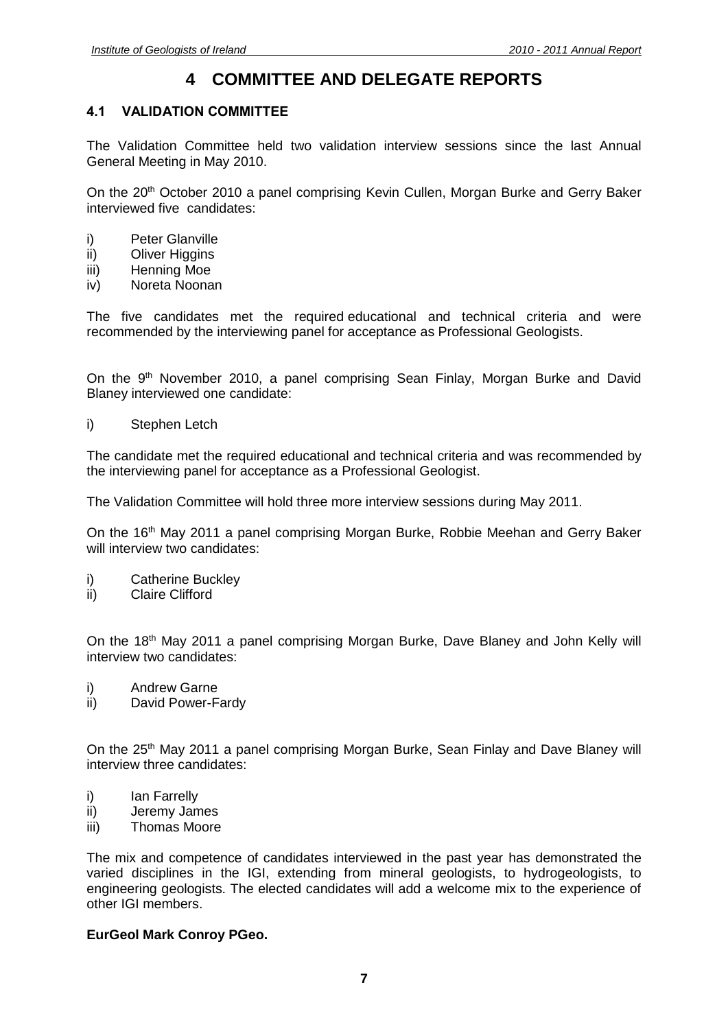# 4 COMMITTEE AND DELEGATE REPORTS

## 4.1 VALIDATION COMMITTEE

The Validation Committee held two validation interview sessions since the last Annual General Meeting in May 2010.

On the 20th October 2010 a panel comprising Kevin Cullen, Morgan Burke and Gerry Baker interviewed five candidates:

i) Peter Glanville
ii) Oliver Higgins
iii) Henning Moe
iv) Noreta Noonan

The five candidates met the required educational and technical criteria and were recommended by the interviewing panel for acceptance as Professional Geologists.

On the 9th November 2010, a panel comprising Sean Finlay, Morgan Burke and David Blaney interviewed one candidate:

i) Stephen Letch

The candidate met the required educational and technical criteria and was recommended by the interviewing panel for acceptance as a Professional Geologist.

The Validation Committee will hold three more interview sessions during May 2011.

On the 16th May 2011 a panel comprising Morgan Burke, Robbie Meehan and Gerry Baker will interview two candidates:

i) Catherine Buckley
ii) Claire Clifford

On the 18th May 2011 a panel comprising Morgan Burke, Dave Blaney and John Kelly will interview two candidates:

i) Andrew Garne
ii) David Power-Fardy

On the 25th May 2011 a panel comprising Morgan Burke, Sean Finlay and Dave Blaney will interview three candidates:

i) Ian Farrelly
ii) Jeremy James
iii) Thomas Moore

The mix and competence of candidates interviewed in the past year has demonstrated the varied disciplines in the IGI, extending from mineral geologists, to hydrogeologists, to engineering geologists. The elected candidates will add a welcome mix to the experience of other IGI members.

**EurGeol Mark Conroy PGeo.**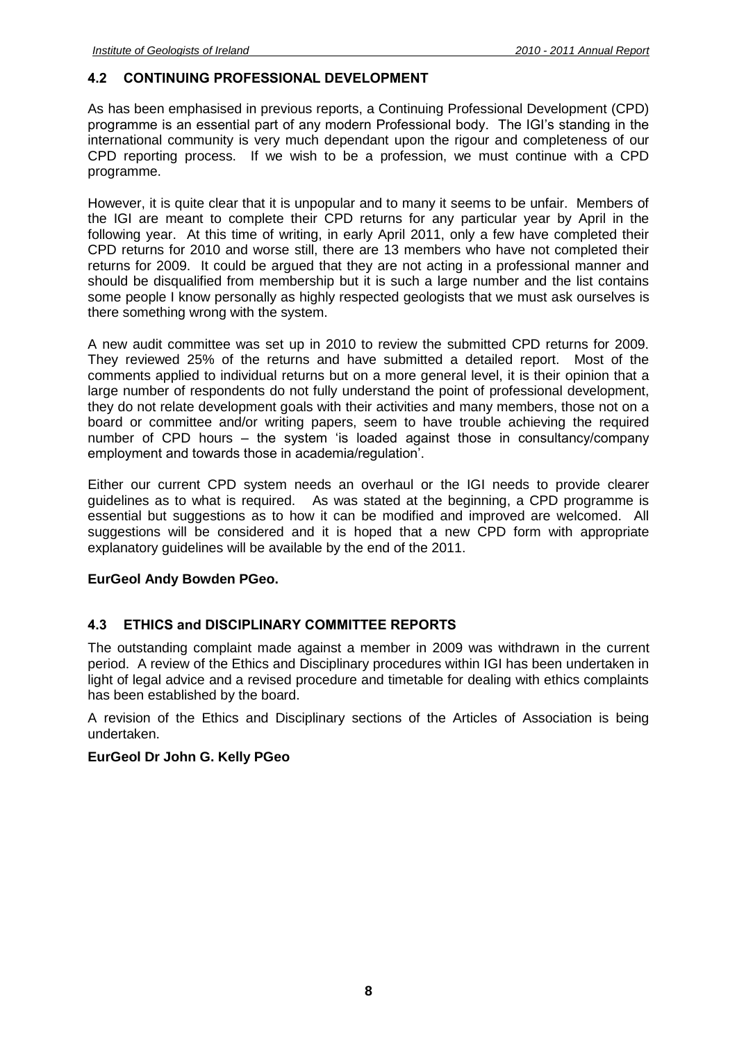## 4.2 CONTINUING PROFESSIONAL DEVELOPMENT

As has been emphasised in previous reports, a Continuing Professional Development (CPD) programme is an essential part of any modern Professional body. The IGI's standing in the international community is very much dependant upon the rigour and completeness of our CPD reporting process. If we wish to be a profession, we must continue with a CPD programme.

However, it is quite clear that it is unpopular and to many it seems to be unfair. Members of the IGI are meant to complete their CPD returns for any particular year by April in the following year. At this time of writing, in early April 2011, only a few have completed their CPD returns for 2010 and worse still, there are 13 members who have not completed their returns for 2009. It could be argued that they are not acting in a professional manner and should be disqualified from membership but it is such a large number and the list contains some people I know personally as highly respected geologists that we must ask ourselves is there something wrong with the system.

A new audit committee was set up in 2010 to review the submitted CPD returns for 2009. They reviewed 25% of the returns and have submitted a detailed report. Most of the comments applied to individual returns but on a more general level, it is their opinion that a large number of respondents do not fully understand the point of professional development, they do not relate development goals with their activities and many members, those not on a board or committee and/or writing papers, seem to have trouble achieving the required number of CPD hours – the system 'is loaded against those in consultancy/company employment and towards those in academia/regulation'.

Either our current CPD system needs an overhaul or the IGI needs to provide clearer guidelines as to what is required. As was stated at the beginning, a CPD programme is essential but suggestions as to how it can be modified and improved are welcomed. All suggestions will be considered and it is hoped that a new CPD form with appropriate explanatory guidelines will be available by the end of the 2011.

**EurGeol Andy Bowden PGeo.**

## 4.3 ETHICS and DISCIPLINARY COMMITTEE REPORTS

The outstanding complaint made against a member in 2009 was withdrawn in the current period. A review of the Ethics and Disciplinary procedures within IGI has been undertaken in light of legal advice and a revised procedure and timetable for dealing with ethics complaints has been established by the board.

A revision of the Ethics and Disciplinary sections of the Articles of Association is being undertaken.

**EurGeol Dr John G. Kelly PGeo**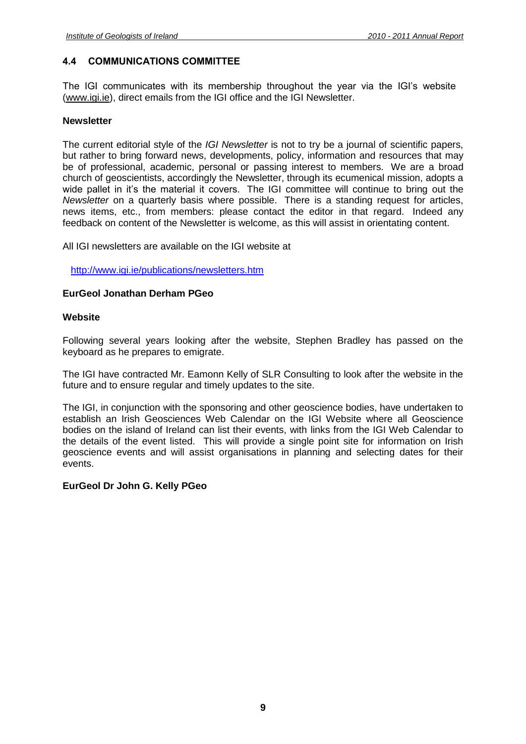## 4.4 COMMUNICATIONS COMMITTEE

The IGI communicates with its membership throughout the year via the IGI's website (www.igi.ie), direct emails from the IGI office and the IGI Newsletter.

**Newsletter**

The current editorial style of the *IGI Newsletter* is not to try be a journal of scientific papers, but rather to bring forward news, developments, policy, information and resources that may be of professional, academic, personal or passing interest to members. We are a broad church of geoscientists, accordingly the Newsletter, through its ecumenical mission, adopts a wide pallet in it's the material it covers. The IGI committee will continue to bring out the *Newsletter* on a quarterly basis where possible. There is a standing request for articles, news items, etc., from members: please contact the editor in that regard. Indeed any feedback on content of the Newsletter is welcome, as this will assist in orientating content.

All IGI newsletters are available on the IGI website at

http://www.igi.ie/publications/newsletters.htm

**EurGeol Jonathan Derham PGeo**

**Website**

Following several years looking after the website, Stephen Bradley has passed on the keyboard as he prepares to emigrate.

The IGI have contracted Mr. Eamonn Kelly of SLR Consulting to look after the website in the future and to ensure regular and timely updates to the site.

The IGI, in conjunction with the sponsoring and other geoscience bodies, have undertaken to establish an Irish Geosciences Web Calendar on the IGI Website where all Geoscience bodies on the island of Ireland can list their events, with links from the IGI Web Calendar to the details of the event listed. This will provide a single point site for information on Irish geoscience events and will assist organisations in planning and selecting dates for their events.

**EurGeol Dr John G. Kelly PGeo**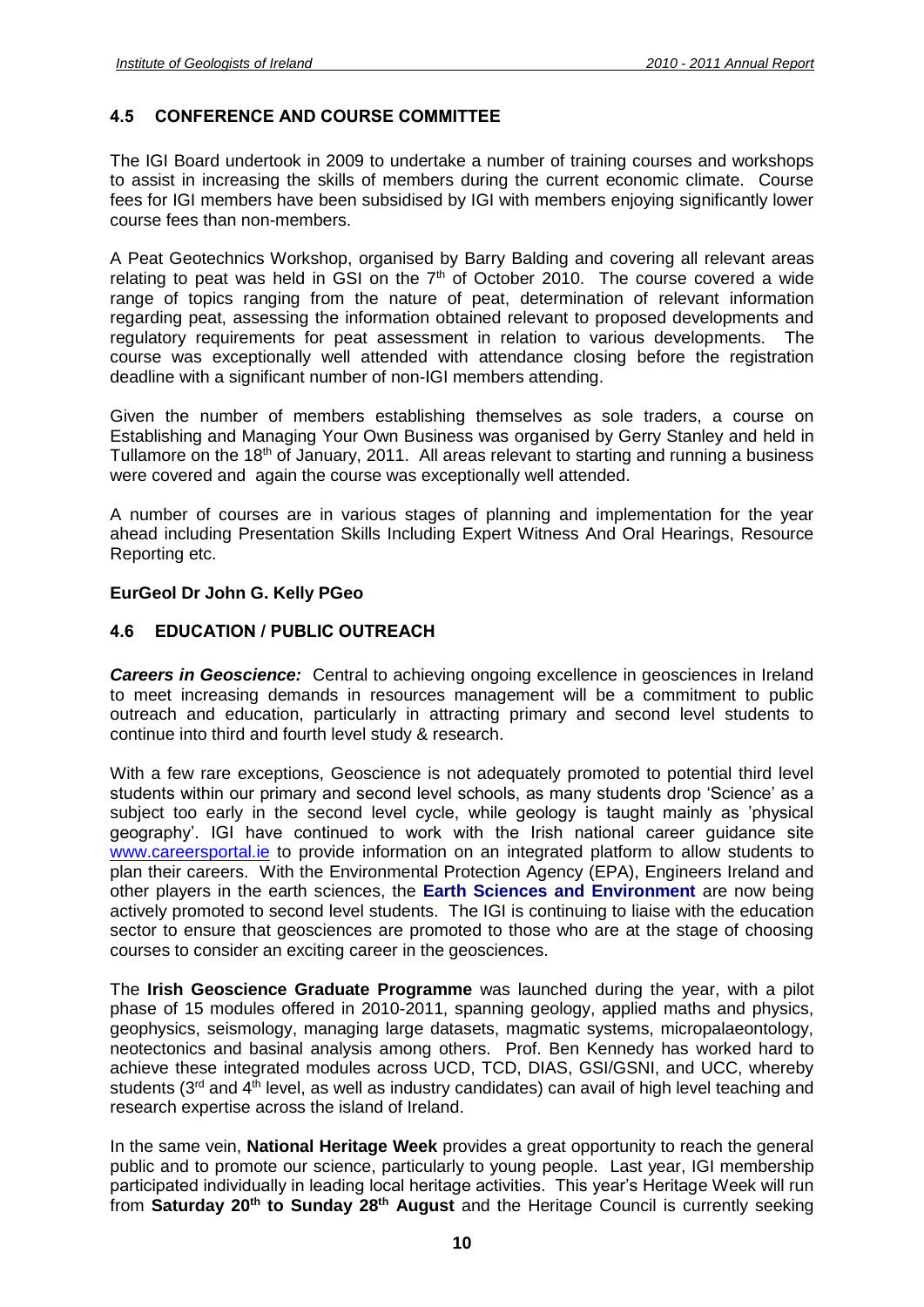## 4.5 CONFERENCE AND COURSE COMMITTEE

The IGI Board undertook in 2009 to undertake a number of training courses and workshops to assist in increasing the skills of members during the current economic climate. Course fees for IGI members have been subsidised by IGI with members enjoying significantly lower course fees than non-members.

A Peat Geotechnics Workshop, organised by Barry Balding and covering all relevant areas relating to peat was held in GSI on the 7th of October 2010. The course covered a wide range of topics ranging from the nature of peat, determination of relevant information regarding peat, assessing the information obtained relevant to proposed developments and regulatory requirements for peat assessment in relation to various developments. The course was exceptionally well attended with attendance closing before the registration deadline with a significant number of non-IGI members attending.

Given the number of members establishing themselves as sole traders, a course on Establishing and Managing Your Own Business was organised by Gerry Stanley and held in Tullamore on the 18th of January, 2011. All areas relevant to starting and running a business were covered and again the course was exceptionally well attended.

A number of courses are in various stages of planning and implementation for the year ahead including Presentation Skills Including Expert Witness And Oral Hearings, Resource Reporting etc.

**EurGeol Dr John G. Kelly PGeo**

## 4.6 EDUCATION / PUBLIC OUTREACH

***Careers in Geoscience:*** Central to achieving ongoing excellence in geosciences in Ireland to meet increasing demands in resources management will be a commitment to public outreach and education, particularly in attracting primary and second level students to continue into third and fourth level study & research.

With a few rare exceptions, Geoscience is not adequately promoted to potential third level students within our primary and second level schools, as many students drop 'Science' as a subject too early in the second level cycle, while geology is taught mainly as 'physical geography'. IGI have continued to work with the Irish national career guidance site www.careersportal.ie to provide information on an integrated platform to allow students to plan their careers. With the Environmental Protection Agency (EPA), Engineers Ireland and other players in the earth sciences, the **Earth Sciences and Environment** are now being actively promoted to second level students. The IGI is continuing to liaise with the education sector to ensure that geosciences are promoted to those who are at the stage of choosing courses to consider an exciting career in the geosciences.

The **Irish Geoscience Graduate Programme** was launched during the year, with a pilot phase of 15 modules offered in 2010-2011, spanning geology, applied maths and physics, geophysics, seismology, managing large datasets, magmatic systems, micropalaeontology, neotectonics and basinal analysis among others. Prof. Ben Kennedy has worked hard to achieve these integrated modules across UCD, TCD, DIAS, GSI/GSNI, and UCC, whereby students (3rd and 4th level, as well as industry candidates) can avail of high level teaching and research expertise across the island of Ireland.

In the same vein, **National Heritage Week** provides a great opportunity to reach the general public and to promote our science, particularly to young people. Last year, IGI membership participated individually in leading local heritage activities. This year's Heritage Week will run from **Saturday 20th to Sunday 28th August** and the Heritage Council is currently seeking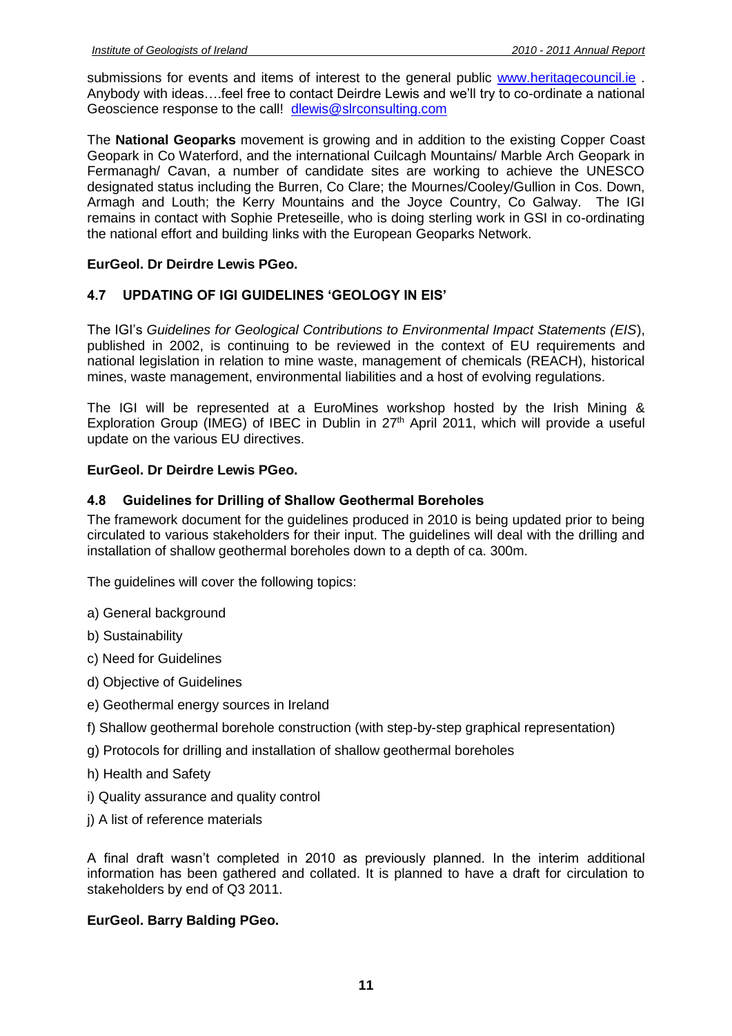submissions for events and items of interest to the general public [www.heritagecouncil.ie](http://www.heritagecouncil.ie) . Anybody with ideas….feel free to contact Deirdre Lewis and we'll try to co-ordinate a national Geoscience response to the call! [dlewis@slrconsulting.com](mailto:dlewis@slrconsulting.com)

The **National Geoparks** movement is growing and in addition to the existing Copper Coast Geopark in Co Waterford, and the international Cuilcagh Mountains/ Marble Arch Geopark in Fermanagh/ Cavan, a number of candidate sites are working to achieve the UNESCO designated status including the Burren, Co Clare; the Mournes/Cooley/Gullion in Cos. Down, Armagh and Louth; the Kerry Mountains and the Joyce Country, Co Galway. The IGI remains in contact with Sophie Preteseille, who is doing sterling work in GSI in co-ordinating the national effort and building links with the European Geoparks Network.

**EurGeol. Dr Deirdre Lewis PGeo.**

## 4.7 UPDATING OF IGI GUIDELINES 'GEOLOGY IN EIS'

The IGI's *Guidelines for Geological Contributions to Environmental Impact Statements (EIS*), published in 2002, is continuing to be reviewed in the context of EU requirements and national legislation in relation to mine waste, management of chemicals (REACH), historical mines, waste management, environmental liabilities and a host of evolving regulations.

The IGI will be represented at a EuroMines workshop hosted by the Irish Mining & Exploration Group (IMEG) of IBEC in Dublin in 27th April 2011, which will provide a useful update on the various EU directives.

**EurGeol. Dr Deirdre Lewis PGeo.**

## 4.8 Guidelines for Drilling of Shallow Geothermal Boreholes

The framework document for the guidelines produced in 2010 is being updated prior to being circulated to various stakeholders for their input. The guidelines will deal with the drilling and installation of shallow geothermal boreholes down to a depth of ca. 300m.

The guidelines will cover the following topics:

a) General background

b) Sustainability

c) Need for Guidelines

d) Objective of Guidelines

e) Geothermal energy sources in Ireland

f) Shallow geothermal borehole construction (with step-by-step graphical representation)

g) Protocols for drilling and installation of shallow geothermal boreholes

h) Health and Safety

i) Quality assurance and quality control

j) A list of reference materials

A final draft wasn't completed in 2010 as previously planned. In the interim additional information has been gathered and collated. It is planned to have a draft for circulation to stakeholders by end of Q3 2011.

**EurGeol. Barry Balding PGeo.**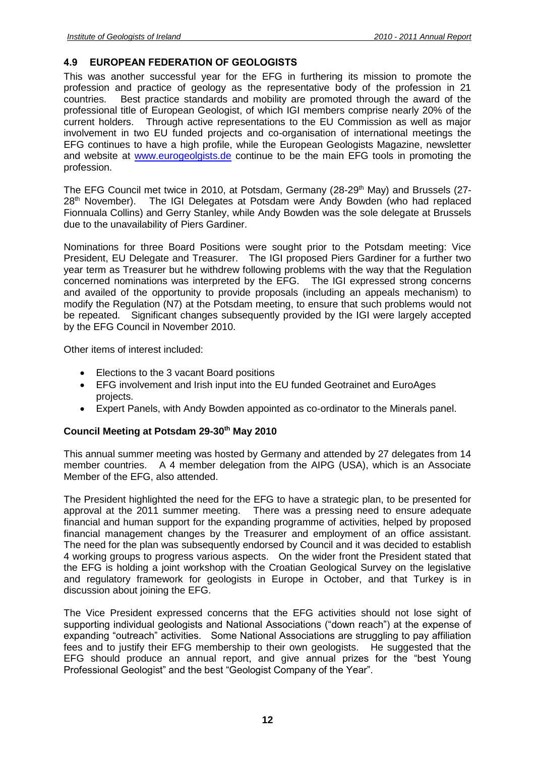## 4.9 EUROPEAN FEDERATION OF GEOLOGISTS

This was another successful year for the EFG in furthering its mission to promote the profession and practice of geology as the representative body of the profession in 21 countries. Best practice standards and mobility are promoted through the award of the professional title of European Geologist, of which IGI members comprise nearly 20% of the current holders. Through active representations to the EU Commission as well as major involvement in two EU funded projects and co-organisation of international meetings the EFG continues to have a high profile, while the European Geologists Magazine, newsletter and website at www.eurogeolgists.de continue to be the main EFG tools in promoting the profession.

The EFG Council met twice in 2010, at Potsdam, Germany (28-29th May) and Brussels (27-28th November). The IGI Delegates at Potsdam were Andy Bowden (who had replaced Fionnuala Collins) and Gerry Stanley, while Andy Bowden was the sole delegate at Brussels due to the unavailability of Piers Gardiner.

Nominations for three Board Positions were sought prior to the Potsdam meeting: Vice President, EU Delegate and Treasurer. The IGI proposed Piers Gardiner for a further two year term as Treasurer but he withdrew following problems with the way that the Regulation concerned nominations was interpreted by the EFG. The IGI expressed strong concerns and availed of the opportunity to provide proposals (including an appeals mechanism) to modify the Regulation (N7) at the Potsdam meeting, to ensure that such problems would not be repeated. Significant changes subsequently provided by the IGI were largely accepted by the EFG Council in November 2010.

Other items of interest included:

- Elections to the 3 vacant Board positions
- EFG involvement and Irish input into the EU funded Geotrainet and EuroAges projects.
- Expert Panels, with Andy Bowden appointed as co-ordinator to the Minerals panel.

### Council Meeting at Potsdam 29-30th May 2010

This annual summer meeting was hosted by Germany and attended by 27 delegates from 14 member countries. A 4 member delegation from the AIPG (USA), which is an Associate Member of the EFG, also attended.

The President highlighted the need for the EFG to have a strategic plan, to be presented for approval at the 2011 summer meeting. There was a pressing need to ensure adequate financial and human support for the expanding programme of activities, helped by proposed financial management changes by the Treasurer and employment of an office assistant. The need for the plan was subsequently endorsed by Council and it was decided to establish 4 working groups to progress various aspects. On the wider front the President stated that the EFG is holding a joint workshop with the Croatian Geological Survey on the legislative and regulatory framework for geologists in Europe in October, and that Turkey is in discussion about joining the EFG.

The Vice President expressed concerns that the EFG activities should not lose sight of supporting individual geologists and National Associations ("down reach") at the expense of expanding "outreach" activities. Some National Associations are struggling to pay affiliation fees and to justify their EFG membership to their own geologists. He suggested that the EFG should produce an annual report, and give annual prizes for the "best Young Professional Geologist" and the best "Geologist Company of the Year".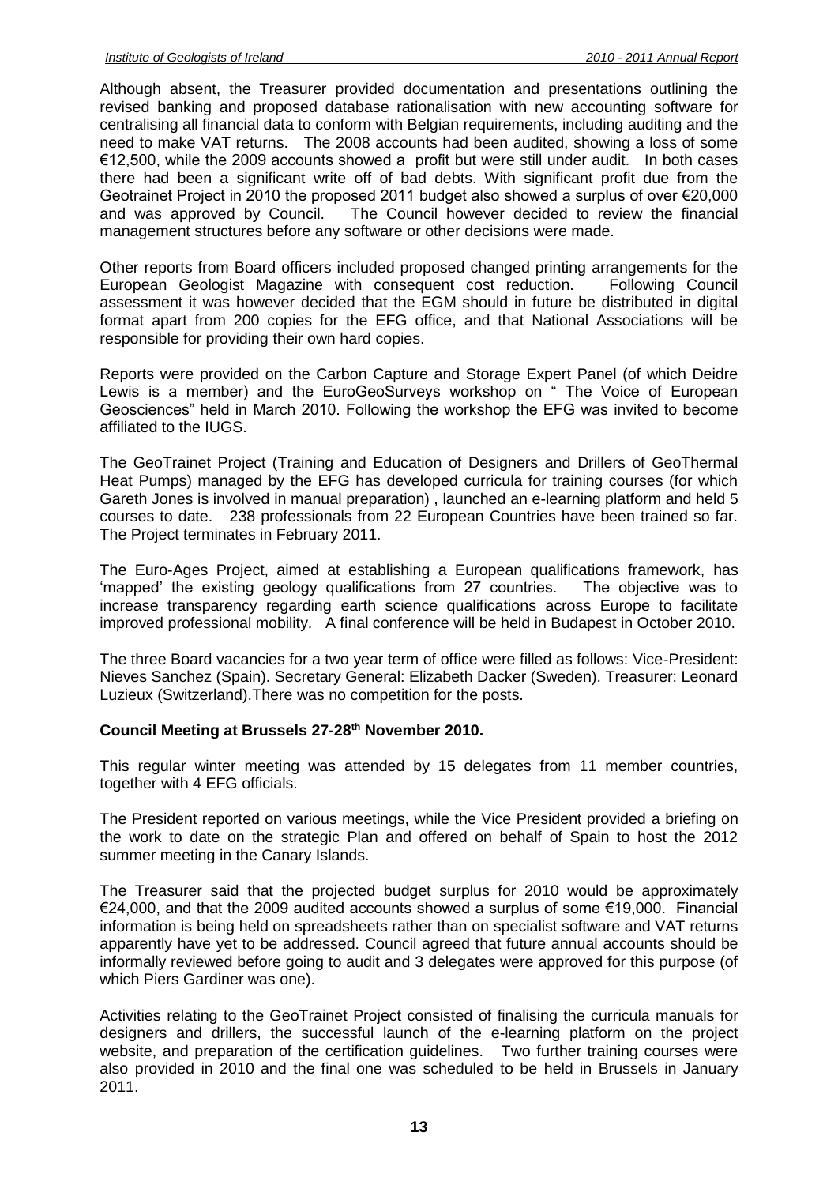Although absent, the Treasurer provided documentation and presentations outlining the revised banking and proposed database rationalisation with new accounting software for centralising all financial data to conform with Belgian requirements, including auditing and the need to make VAT returns. The 2008 accounts had been audited, showing a loss of some €12,500, while the 2009 accounts showed a profit but were still under audit. In both cases there had been a significant write off of bad debts. With significant profit due from the Geotrainet Project in 2010 the proposed 2011 budget also showed a surplus of over €20,000 and was approved by Council. The Council however decided to review the financial management structures before any software or other decisions were made.

Other reports from Board officers included proposed changed printing arrangements for the European Geologist Magazine with consequent cost reduction. Following Council assessment it was however decided that the EGM should in future be distributed in digital format apart from 200 copies for the EFG office, and that National Associations will be responsible for providing their own hard copies.

Reports were provided on the Carbon Capture and Storage Expert Panel (of which Deidre Lewis is a member) and the EuroGeoSurveys workshop on " The Voice of European Geosciences" held in March 2010. Following the workshop the EFG was invited to become affiliated to the IUGS.

The GeoTrainet Project (Training and Education of Designers and Drillers of GeoThermal Heat Pumps) managed by the EFG has developed curricula for training courses (for which Gareth Jones is involved in manual preparation) , launched an e-learning platform and held 5 courses to date. 238 professionals from 22 European Countries have been trained so far. The Project terminates in February 2011.

The Euro-Ages Project, aimed at establishing a European qualifications framework, has 'mapped' the existing geology qualifications from 27 countries. The objective was to increase transparency regarding earth science qualifications across Europe to facilitate improved professional mobility. A final conference will be held in Budapest in October 2010.

The three Board vacancies for a two year term of office were filled as follows: Vice-President: Nieves Sanchez (Spain). Secretary General: Elizabeth Dacker (Sweden). Treasurer: Leonard Luzieux (Switzerland).There was no competition for the posts.

**Council Meeting at Brussels 27-28th November 2010.**

This regular winter meeting was attended by 15 delegates from 11 member countries, together with 4 EFG officials.

The President reported on various meetings, while the Vice President provided a briefing on the work to date on the strategic Plan and offered on behalf of Spain to host the 2012 summer meeting in the Canary Islands.

The Treasurer said that the projected budget surplus for 2010 would be approximately €24,000, and that the 2009 audited accounts showed a surplus of some €19,000. Financial information is being held on spreadsheets rather than on specialist software and VAT returns apparently have yet to be addressed. Council agreed that future annual accounts should be informally reviewed before going to audit and 3 delegates were approved for this purpose (of which Piers Gardiner was one).

Activities relating to the GeoTrainet Project consisted of finalising the curricula manuals for designers and drillers, the successful launch of the e-learning platform on the project website, and preparation of the certification guidelines. Two further training courses were also provided in 2010 and the final one was scheduled to be held in Brussels in January 2011.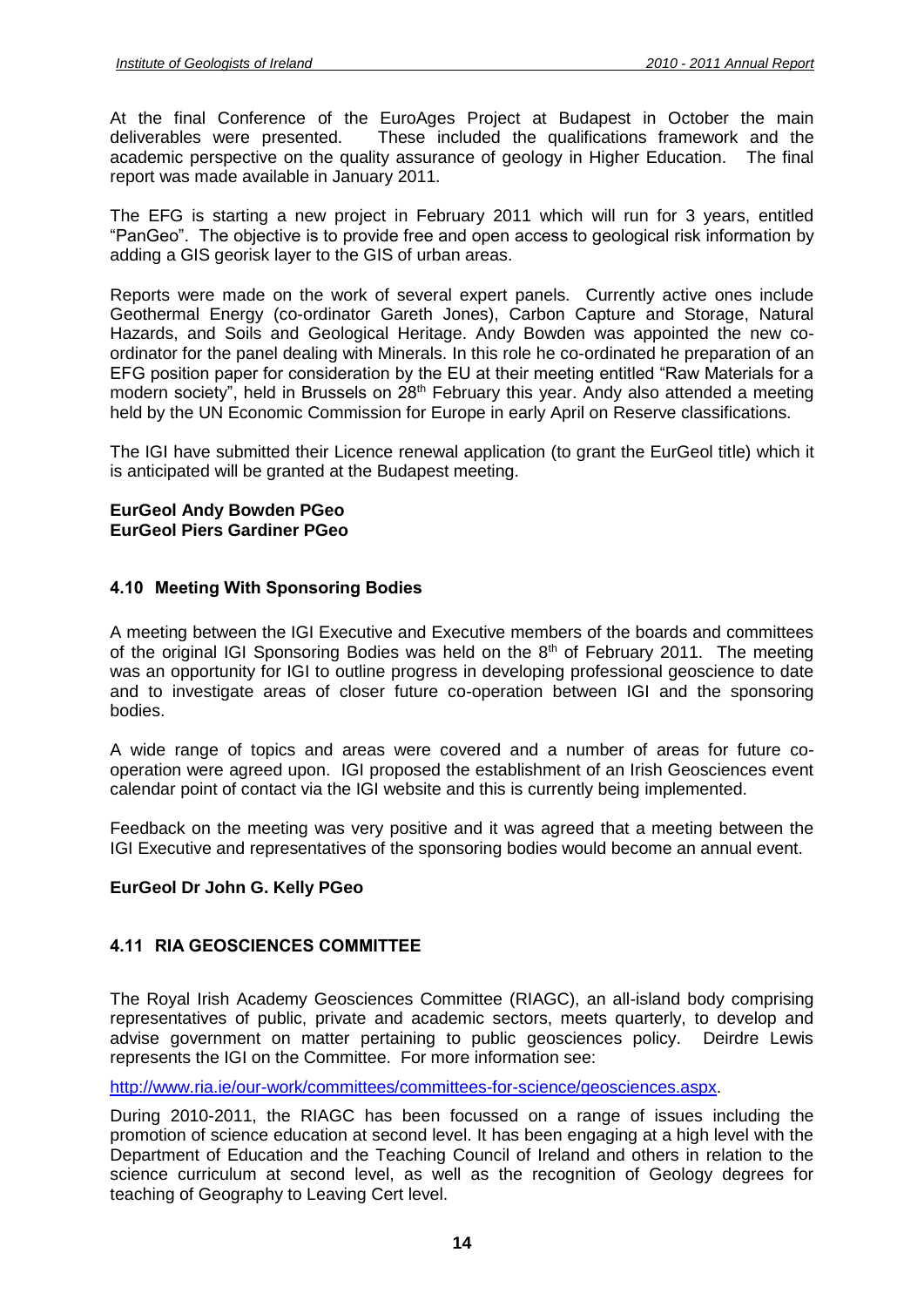At the final Conference of the EuroAges Project at Budapest in October the main deliverables were presented. These included the qualifications framework and the academic perspective on the quality assurance of geology in Higher Education. The final report was made available in January 2011.

The EFG is starting a new project in February 2011 which will run for 3 years, entitled "PanGeo". The objective is to provide free and open access to geological risk information by adding a GIS georisk layer to the GIS of urban areas.

Reports were made on the work of several expert panels. Currently active ones include Geothermal Energy (co-ordinator Gareth Jones), Carbon Capture and Storage, Natural Hazards, and Soils and Geological Heritage. Andy Bowden was appointed the new co-ordinator for the panel dealing with Minerals. In this role he co-ordinated he preparation of an EFG position paper for consideration by the EU at their meeting entitled "Raw Materials for a modern society", held in Brussels on 28th February this year. Andy also attended a meeting held by the UN Economic Commission for Europe in early April on Reserve classifications.

The IGI have submitted their Licence renewal application (to grant the EurGeol title) which it is anticipated will be granted at the Budapest meeting.

**EurGeol Andy Bowden PGeo**
**EurGeol Piers Gardiner PGeo**

### 4.10 Meeting With Sponsoring Bodies

A meeting between the IGI Executive and Executive members of the boards and committees of the original IGI Sponsoring Bodies was held on the 8th of February 2011. The meeting was an opportunity for IGI to outline progress in developing professional geoscience to date and to investigate areas of closer future co-operation between IGI and the sponsoring bodies.

A wide range of topics and areas were covered and a number of areas for future co-operation were agreed upon. IGI proposed the establishment of an Irish Geosciences event calendar point of contact via the IGI website and this is currently being implemented.

Feedback on the meeting was very positive and it was agreed that a meeting between the IGI Executive and representatives of the sponsoring bodies would become an annual event.

**EurGeol Dr John G. Kelly PGeo**

### 4.11 RIA GEOSCIENCES COMMITTEE

The Royal Irish Academy Geosciences Committee (RIAGC), an all-island body comprising representatives of public, private and academic sectors, meets quarterly, to develop and advise government on matter pertaining to public geosciences policy. Deirdre Lewis represents the IGI on the Committee. For more information see:

http://www.ria.ie/our-work/committees/committees-for-science/geosciences.aspx.

During 2010-2011, the RIAGC has been focussed on a range of issues including the promotion of science education at second level. It has been engaging at a high level with the Department of Education and the Teaching Council of Ireland and others in relation to the science curriculum at second level, as well as the recognition of Geology degrees for teaching of Geography to Leaving Cert level.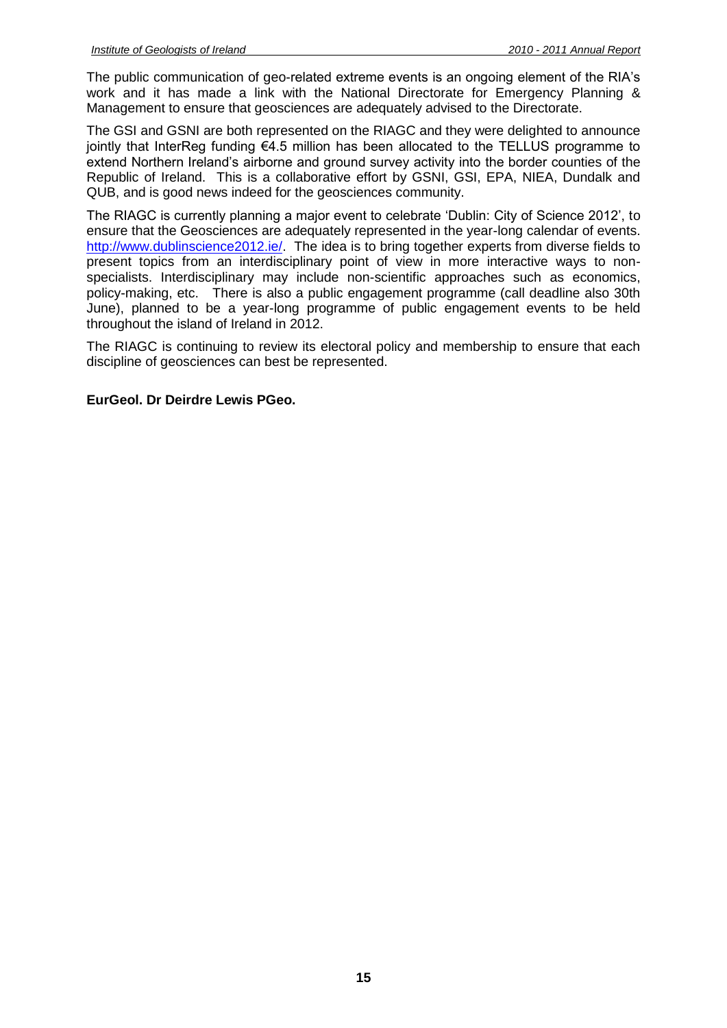The public communication of geo-related extreme events is an ongoing element of the RIA's work and it has made a link with the National Directorate for Emergency Planning & Management to ensure that geosciences are adequately advised to the Directorate.

The GSI and GSNI are both represented on the RIAGC and they were delighted to announce jointly that InterReg funding €4.5 million has been allocated to the TELLUS programme to extend Northern Ireland's airborne and ground survey activity into the border counties of the Republic of Ireland. This is a collaborative effort by GSNI, GSI, EPA, NIEA, Dundalk and QUB, and is good news indeed for the geosciences community.

The RIAGC is currently planning a major event to celebrate 'Dublin: City of Science 2012', to ensure that the Geosciences are adequately represented in the year-long calendar of events. http://www.dublinscience2012.ie/. The idea is to bring together experts from diverse fields to present topics from an interdisciplinary point of view in more interactive ways to non-specialists. Interdisciplinary may include non-scientific approaches such as economics, policy-making, etc. There is also a public engagement programme (call deadline also 30th June), planned to be a year-long programme of public engagement events to be held throughout the island of Ireland in 2012.

The RIAGC is continuing to review its electoral policy and membership to ensure that each discipline of geosciences can best be represented.

**EurGeol. Dr Deirdre Lewis PGeo.**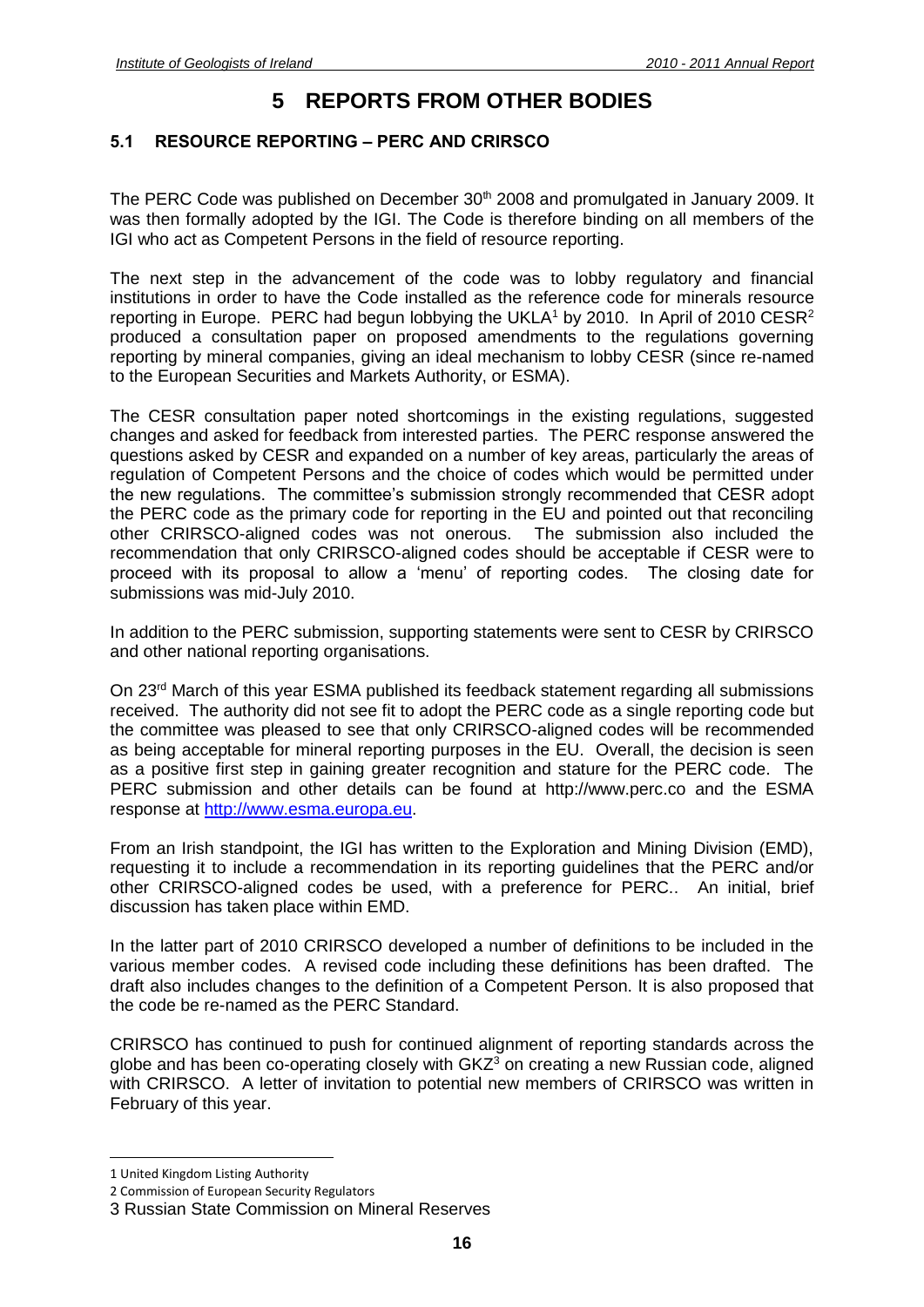# 5 REPORTS FROM OTHER BODIES

## 5.1 RESOURCE REPORTING – PERC AND CRIRSCO

The PERC Code was published on December 30th 2008 and promulgated in January 2009. It was then formally adopted by the IGI. The Code is therefore binding on all members of the IGI who act as Competent Persons in the field of resource reporting.

The next step in the advancement of the code was to lobby regulatory and financial institutions in order to have the Code installed as the reference code for minerals resource reporting in Europe. PERC had begun lobbying the UKLA[1] by 2010. In April of 2010 CESR[2] produced a consultation paper on proposed amendments to the regulations governing reporting by mineral companies, giving an ideal mechanism to lobby CESR (since re-named to the European Securities and Markets Authority, or ESMA).

The CESR consultation paper noted shortcomings in the existing regulations, suggested changes and asked for feedback from interested parties. The PERC response answered the questions asked by CESR and expanded on a number of key areas, particularly the areas of regulation of Competent Persons and the choice of codes which would be permitted under the new regulations. The committee's submission strongly recommended that CESR adopt the PERC code as the primary code for reporting in the EU and pointed out that reconciling other CRIRSCO-aligned codes was not onerous. The submission also included the recommendation that only CRIRSCO-aligned codes should be acceptable if CESR were to proceed with its proposal to allow a 'menu' of reporting codes. The closing date for submissions was mid-July 2010.

In addition to the PERC submission, supporting statements were sent to CESR by CRIRSCO and other national reporting organisations.

On 23rd March of this year ESMA published its feedback statement regarding all submissions received. The authority did not see fit to adopt the PERC code as a single reporting code but the committee was pleased to see that only CRIRSCO-aligned codes will be recommended as being acceptable for mineral reporting purposes in the EU. Overall, the decision is seen as a positive first step in gaining greater recognition and stature for the PERC code. The PERC submission and other details can be found at http://www.perc.co and the ESMA response at http://www.esma.europa.eu.

From an Irish standpoint, the IGI has written to the Exploration and Mining Division (EMD), requesting it to include a recommendation in its reporting guidelines that the PERC and/or other CRIRSCO-aligned codes be used, with a preference for PERC.. An initial, brief discussion has taken place within EMD.

In the latter part of 2010 CRIRSCO developed a number of definitions to be included in the various member codes. A revised code including these definitions has been drafted. The draft also includes changes to the definition of a Competent Person. It is also proposed that the code be re-named as the PERC Standard.

CRIRSCO has continued to push for continued alignment of reporting standards across the globe and has been co-operating closely with GKZ[3] on creating a new Russian code, aligned with CRIRSCO. A letter of invitation to potential new members of CRIRSCO was written in February of this year.

---

1 United Kingdom Listing Authority

2 Commission of European Security Regulators

3 Russian State Commission on Mineral Reserves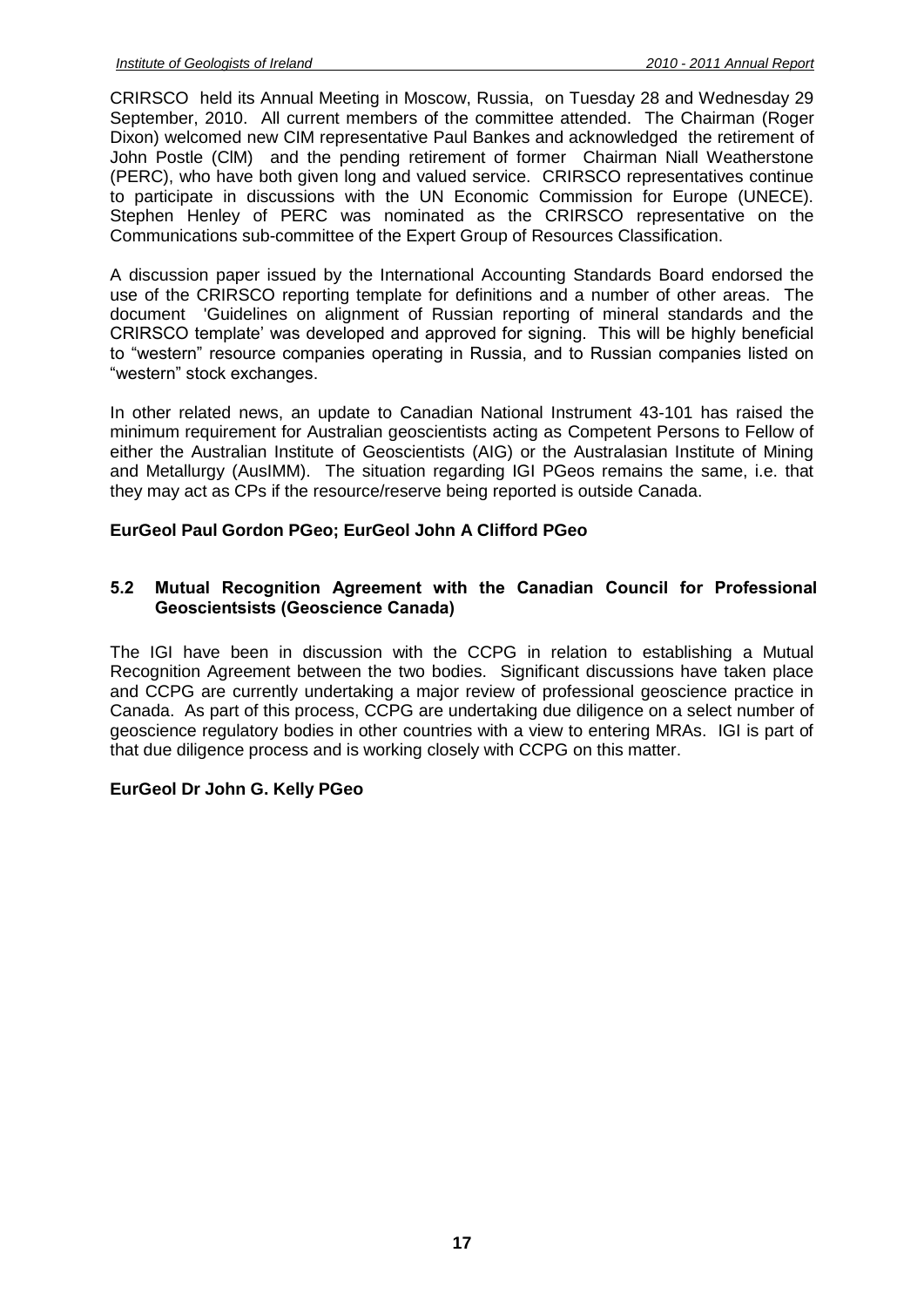CRIRSCO held its Annual Meeting in Moscow, Russia, on Tuesday 28 and Wednesday 29 September, 2010. All current members of the committee attended. The Chairman (Roger Dixon) welcomed new CIM representative Paul Bankes and acknowledged the retirement of John Postle (ClM) and the pending retirement of former Chairman Niall Weatherstone (PERC), who have both given long and valued service. CRIRSCO representatives continue to participate in discussions with the UN Economic Commission for Europe (UNECE). Stephen Henley of PERC was nominated as the CRIRSCO representative on the Communications sub-committee of the Expert Group of Resources Classification.

A discussion paper issued by the International Accounting Standards Board endorsed the use of the CRIRSCO reporting template for definitions and a number of other areas. The document 'Guidelines on alignment of Russian reporting of mineral standards and the CRIRSCO template' was developed and approved for signing. This will be highly beneficial to "western" resource companies operating in Russia, and to Russian companies listed on "western" stock exchanges.

In other related news, an update to Canadian National Instrument 43-101 has raised the minimum requirement for Australian geoscientists acting as Competent Persons to Fellow of either the Australian Institute of Geoscientists (AIG) or the Australasian Institute of Mining and Metallurgy (AusIMM). The situation regarding IGI PGeos remains the same, i.e. that they may act as CPs if the resource/reserve being reported is outside Canada.

**EurGeol Paul Gordon PGeo; EurGeol John A Clifford PGeo**

### 5.2 Mutual Recognition Agreement with the Canadian Council for Professional Geoscientsists (Geoscience Canada)

The IGI have been in discussion with the CCPG in relation to establishing a Mutual Recognition Agreement between the two bodies. Significant discussions have taken place and CCPG are currently undertaking a major review of professional geoscience practice in Canada. As part of this process, CCPG are undertaking due diligence on a select number of geoscience regulatory bodies in other countries with a view to entering MRAs. IGI is part of that due diligence process and is working closely with CCPG on this matter.

**EurGeol Dr John G. Kelly PGeo**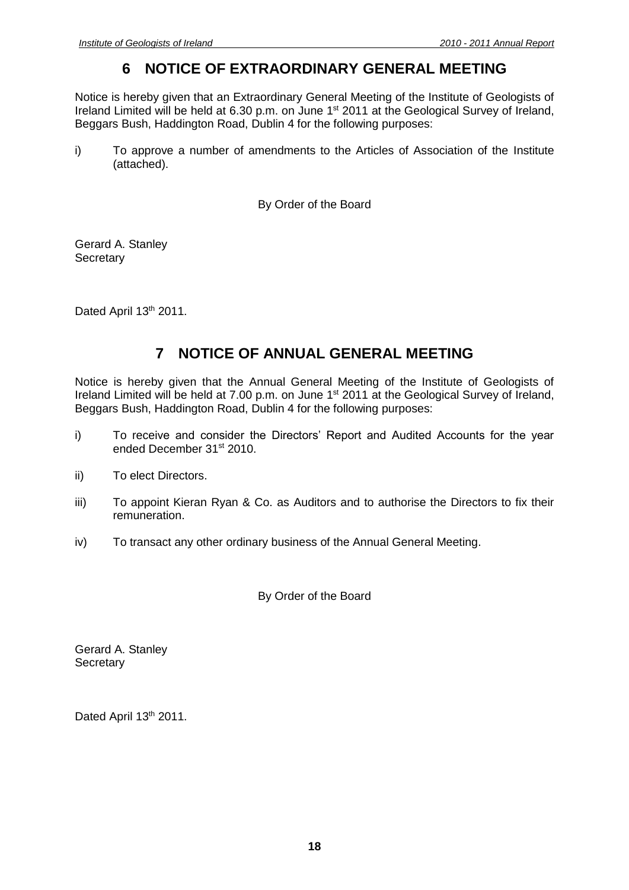# 6 NOTICE OF EXTRAORDINARY GENERAL MEETING

Notice is hereby given that an Extraordinary General Meeting of the Institute of Geologists of Ireland Limited will be held at 6.30 p.m. on June 1st 2011 at the Geological Survey of Ireland, Beggars Bush, Haddington Road, Dublin 4 for the following purposes:

i) To approve a number of amendments to the Articles of Association of the Institute (attached).

By Order of the Board

Gerard A. Stanley
Secretary

Dated April 13th 2011.

# 7 NOTICE OF ANNUAL GENERAL MEETING

Notice is hereby given that the Annual General Meeting of the Institute of Geologists of Ireland Limited will be held at 7.00 p.m. on June 1st 2011 at the Geological Survey of Ireland, Beggars Bush, Haddington Road, Dublin 4 for the following purposes:

i) To receive and consider the Directors' Report and Audited Accounts for the year ended December 31st 2010.

ii) To elect Directors.

iii) To appoint Kieran Ryan & Co. as Auditors and to authorise the Directors to fix their remuneration.

iv) To transact any other ordinary business of the Annual General Meeting.

By Order of the Board

Gerard A. Stanley
Secretary

Dated April 13th 2011.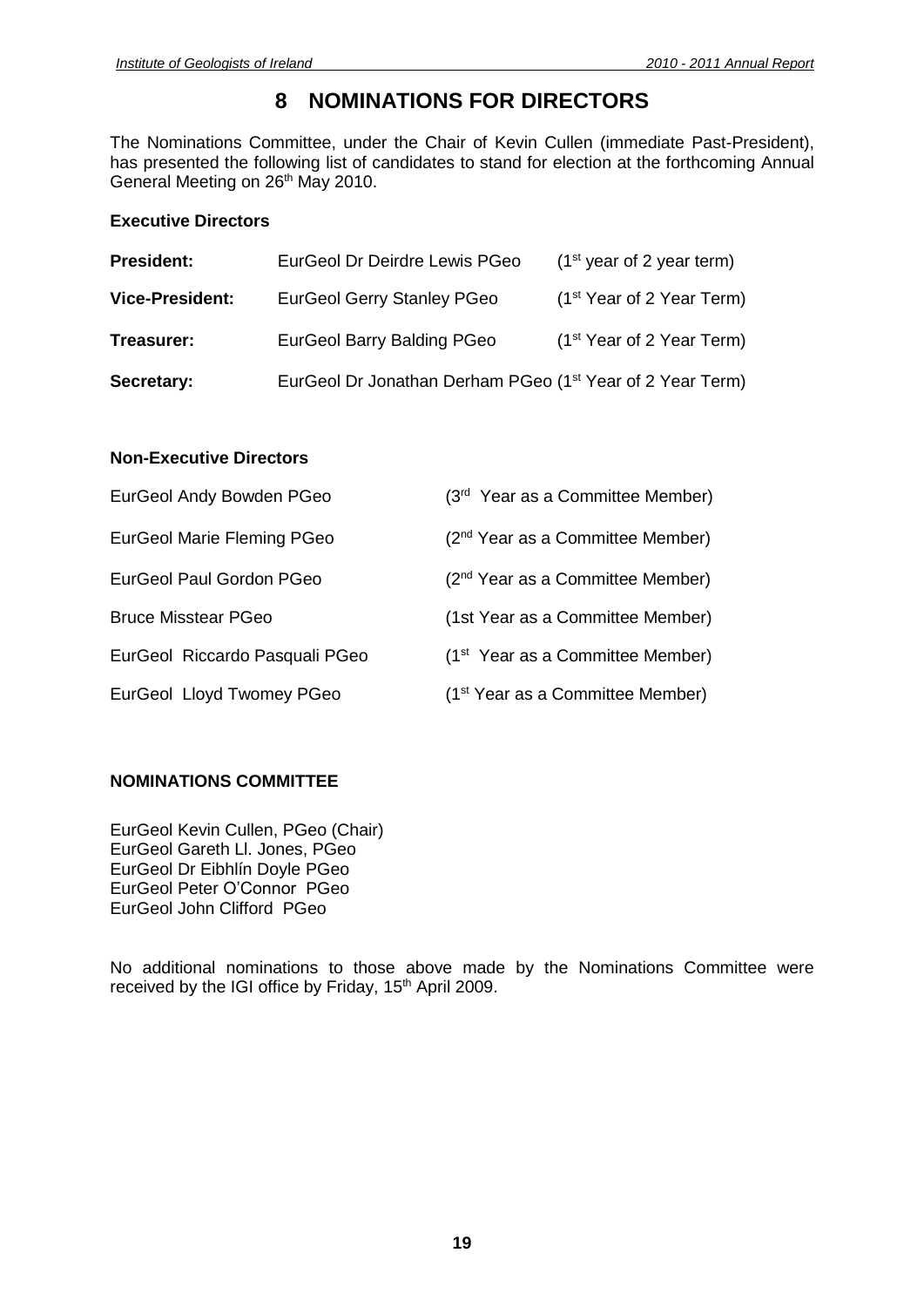# 8 NOMINATIONS FOR DIRECTORS

The Nominations Committee, under the Chair of Kevin Cullen (immediate Past-President), has presented the following list of candidates to stand for election at the forthcoming Annual General Meeting on 26th May 2010.

**Executive Directors**

| | | |
|---|---|---|
| **President:** | EurGeol Dr Deirdre Lewis PGeo | (1st year of 2 year term) |
| **Vice-President:** | EurGeol Gerry Stanley PGeo | (1st Year of 2 Year Term) |
| **Treasurer:** | EurGeol Barry Balding PGeo | (1st Year of 2 Year Term) |
| **Secretary:** | EurGeol Dr Jonathan Derham PGeo | (1st Year of 2 Year Term) |

**Non-Executive Directors**

| | |
|---|---|
| EurGeol Andy Bowden PGeo | (3rd Year as a Committee Member) |
| EurGeol Marie Fleming PGeo | (2nd Year as a Committee Member) |
| EurGeol Paul Gordon PGeo | (2nd Year as a Committee Member) |
| Bruce Misstear PGeo | (1st Year as a Committee Member) |
| EurGeol Riccardo Pasquali PGeo | (1st Year as a Committee Member) |
| EurGeol Lloyd Twomey PGeo | (1st Year as a Committee Member) |

**NOMINATIONS COMMITTEE**

EurGeol Kevin Cullen, PGeo (Chair)
EurGeol Gareth Ll. Jones, PGeo
EurGeol Dr Eibhlín Doyle PGeo
EurGeol Peter O'Connor PGeo
EurGeol John Clifford PGeo

No additional nominations to those above made by the Nominations Committee were received by the IGI office by Friday, 15th April 2009.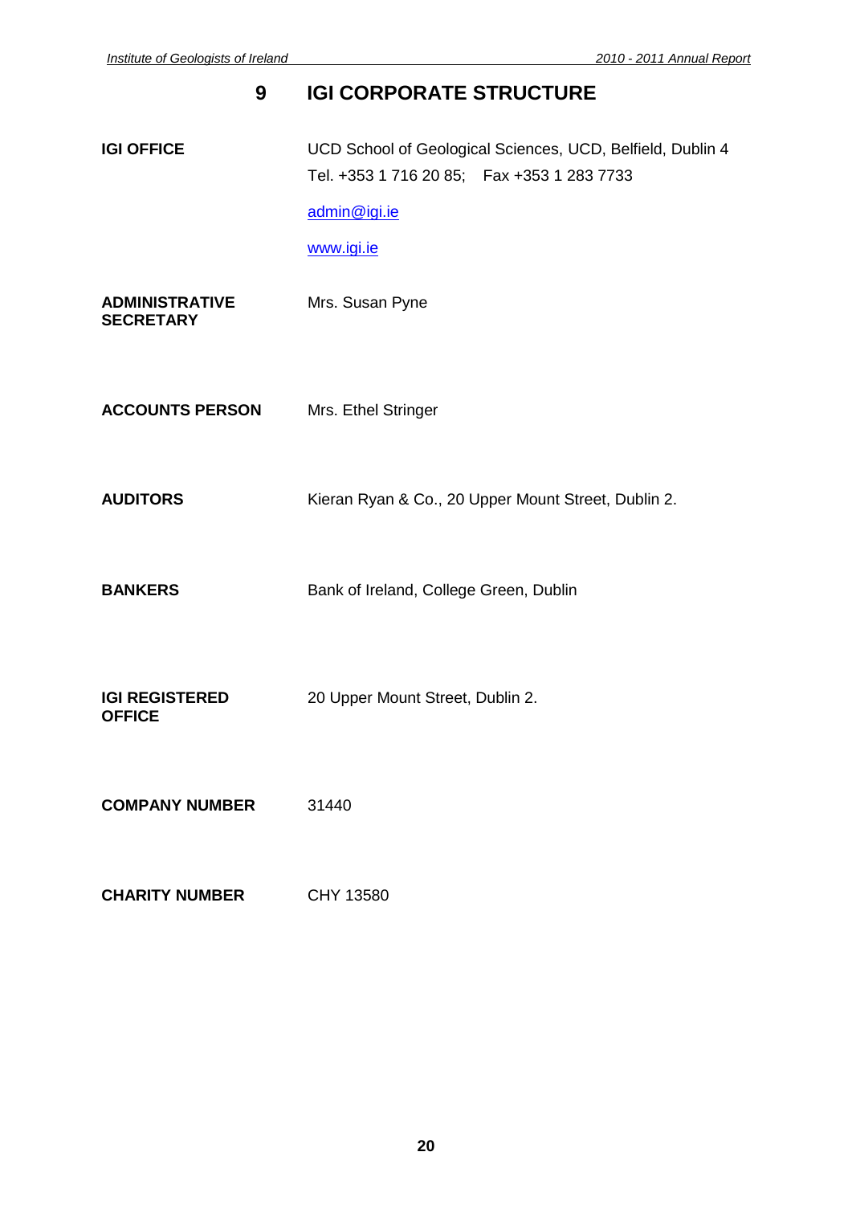# 9 IGI CORPORATE STRUCTURE

**IGI OFFICE**

UCD School of Geological Sciences, UCD, Belfield, Dublin 4
Tel. +353 1 716 20 85; Fax +353 1 283 7733

admin@igi.ie

www.igi.ie

**ADMINISTRATIVE SECRETARY**

Mrs. Susan Pyne

**ACCOUNTS PERSON**

Mrs. Ethel Stringer

**AUDITORS**

Kieran Ryan & Co., 20 Upper Mount Street, Dublin 2.

**BANKERS**

Bank of Ireland, College Green, Dublin

**IGI REGISTERED OFFICE**

20 Upper Mount Street, Dublin 2.

**COMPANY NUMBER**

31440

**CHARITY NUMBER**

CHY 13580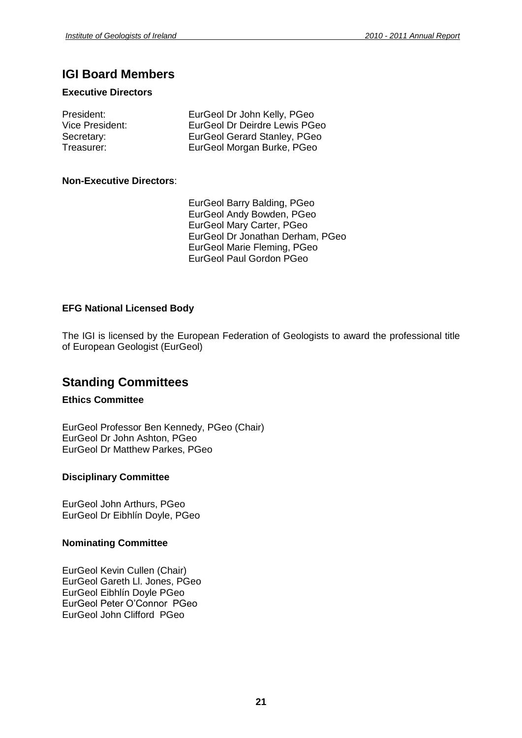## IGI Board Members

### Executive Directors

President: EurGeol Dr John Kelly, PGeo
Vice President: EurGeol Dr Deirdre Lewis PGeo
Secretary: EurGeol Gerard Stanley, PGeo
Treasurer: EurGeol Morgan Burke, PGeo

### Non-Executive Directors:

EurGeol Barry Balding, PGeo
EurGeol Andy Bowden, PGeo
EurGeol Mary Carter, PGeo
EurGeol Dr Jonathan Derham, PGeo
EurGeol Marie Fleming, PGeo
EurGeol Paul Gordon PGeo

### EFG National Licensed Body

The IGI is licensed by the European Federation of Geologists to award the professional title of European Geologist (EurGeol)

## Standing Committees

### Ethics Committee

EurGeol Professor Ben Kennedy, PGeo (Chair)
EurGeol Dr John Ashton, PGeo
EurGeol Dr Matthew Parkes, PGeo

### Disciplinary Committee

EurGeol John Arthurs, PGeo
EurGeol Dr Eibhlín Doyle, PGeo

### Nominating Committee

EurGeol Kevin Cullen (Chair)
EurGeol Gareth Ll. Jones, PGeo
EurGeol Eibhlín Doyle PGeo
EurGeol Peter O'Connor PGeo
EurGeol John Clifford PGeo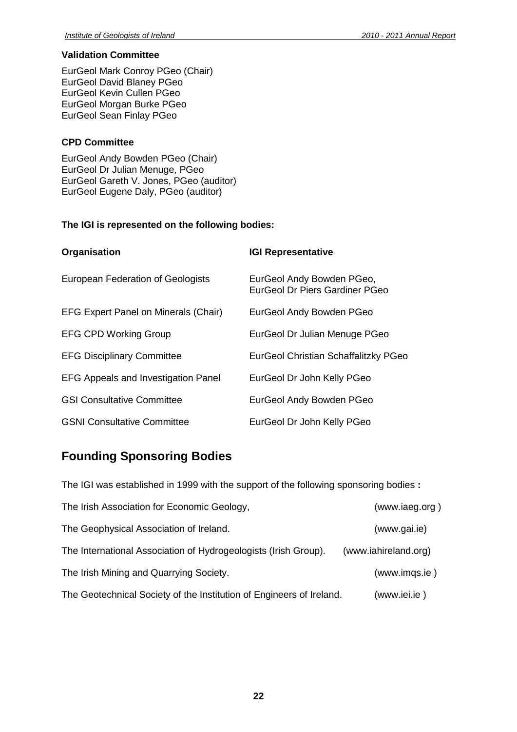### Validation Committee

EurGeol Mark Conroy PGeo (Chair)
EurGeol David Blaney PGeo
EurGeol Kevin Cullen PGeo
EurGeol Morgan Burke PGeo
EurGeol Sean Finlay PGeo

### CPD Committee

EurGeol Andy Bowden PGeo (Chair)
EurGeol Dr Julian Menuge, PGeo
EurGeol Gareth V. Jones, PGeo (auditor)
EurGeol Eugene Daly, PGeo (auditor)

**The IGI is represented on the following bodies:**

| Organisation | IGI Representative |
|---|---|
| European Federation of Geologists | EurGeol Andy Bowden PGeo, EurGeol Dr Piers Gardiner PGeo |
| EFG Expert Panel on Minerals (Chair) | EurGeol Andy Bowden PGeo |
| EFG CPD Working Group | EurGeol Dr Julian Menuge PGeo |
| EFG Disciplinary Committee | EurGeol Christian Schaffalitzky PGeo |
| EFG Appeals and Investigation Panel | EurGeol Dr John Kelly PGeo |
| GSI Consultative Committee | EurGeol Andy Bowden PGeo |
| GSNI Consultative Committee | EurGeol Dr John Kelly PGeo |

## Founding Sponsoring Bodies

The IGI was established in 1999 with the support of the following sponsoring bodies **:**

| | |
|---|---|
| The Irish Association for Economic Geology, | (www.iaeg.org ) |
| The Geophysical Association of Ireland. | (www.gai.ie) |
| The International Association of Hydrogeologists (Irish Group). | (www.iahireland.org) |
| The Irish Mining and Quarrying Society. | (www.imqs.ie ) |
| The Geotechnical Society of the Institution of Engineers of Ireland. | (www.iei.ie ) |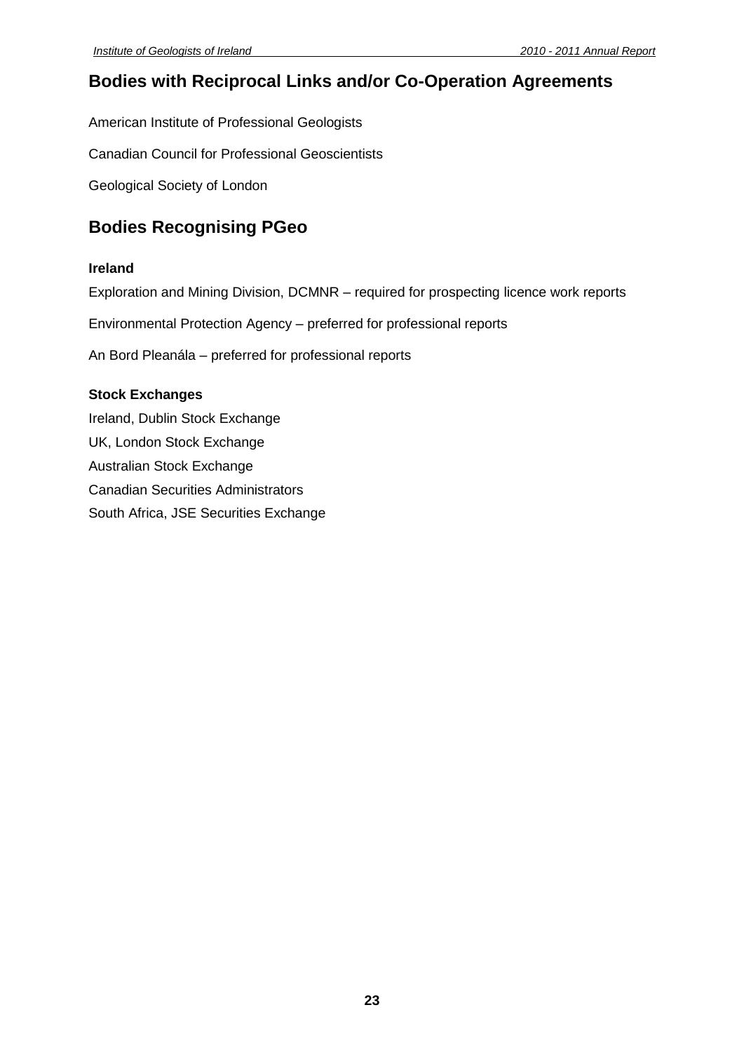## Bodies with Reciprocal Links and/or Co-Operation Agreements

American Institute of Professional Geologists

Canadian Council for Professional Geoscientists

Geological Society of London

## Bodies Recognising PGeo

**Ireland**

Exploration and Mining Division, DCMNR – required for prospecting licence work reports

Environmental Protection Agency – preferred for professional reports

An Bord Pleanála – preferred for professional reports

**Stock Exchanges**

Ireland, Dublin Stock Exchange
UK, London Stock Exchange
Australian Stock Exchange
Canadian Securities Administrators
South Africa, JSE Securities Exchange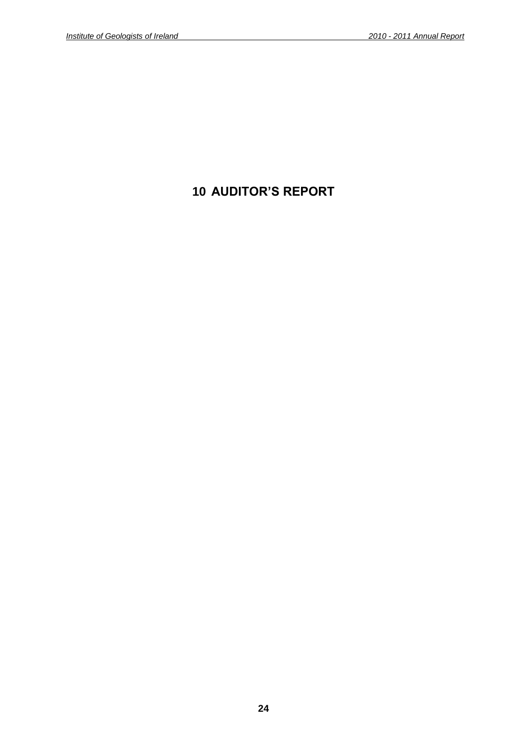# 10 AUDITOR'S REPORT